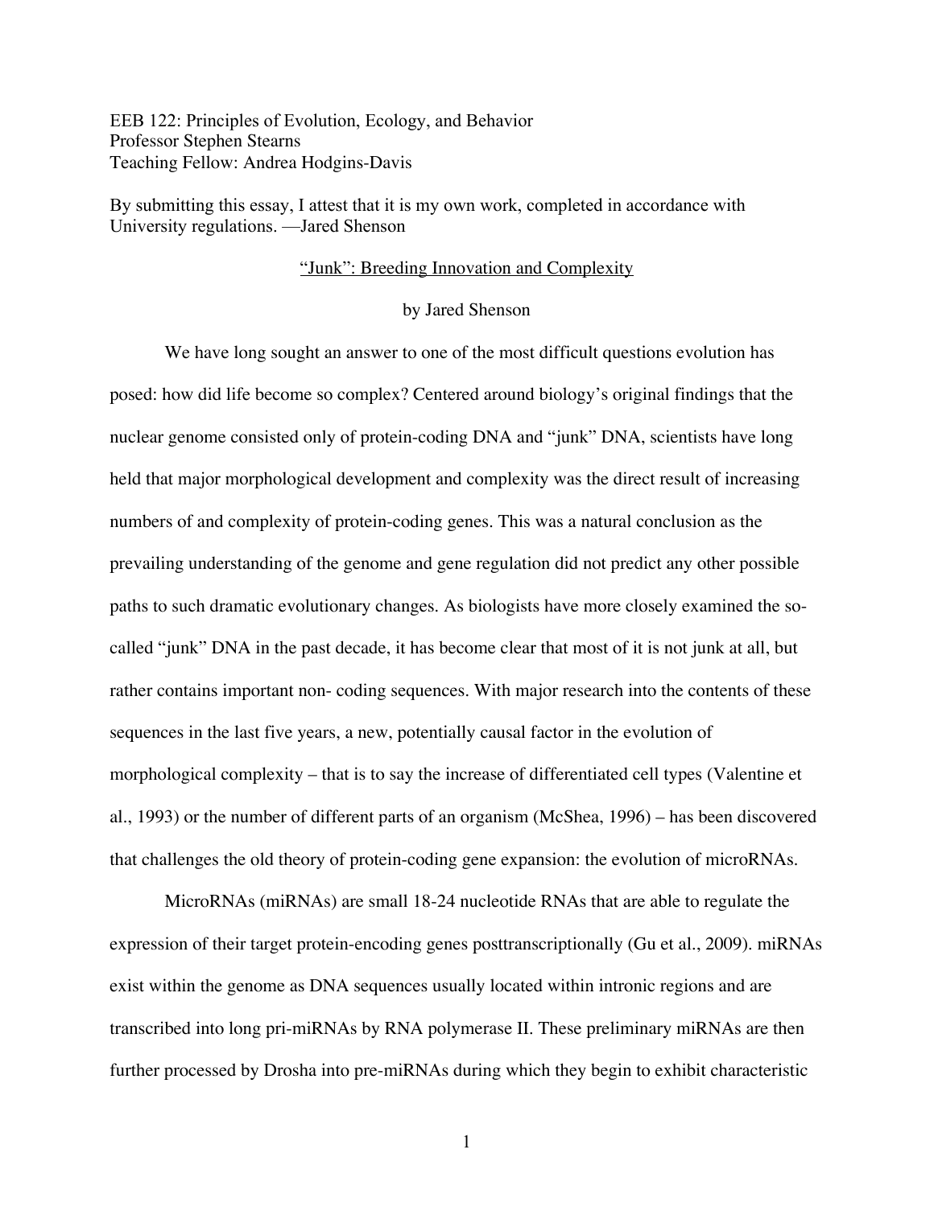EEB 122: Principles of Evolution, Ecology, and Behavior
Professor Stephen Stearns
Teaching Fellow: Andrea Hodgins-Davis

By submitting this essay, I attest that it is my own work, completed in accordance with University regulations. —Jared Shenson

# "Junk": Breeding Innovation and Complexity

by Jared Shenson

We have long sought an answer to one of the most difficult questions evolution has posed: how did life become so complex? Centered around biology's original findings that the nuclear genome consisted only of protein-coding DNA and "junk" DNA, scientists have long held that major morphological development and complexity was the direct result of increasing numbers of and complexity of protein-coding genes. This was a natural conclusion as the prevailing understanding of the genome and gene regulation did not predict any other possible paths to such dramatic evolutionary changes. As biologists have more closely examined the so-called "junk" DNA in the past decade, it has become clear that most of it is not junk at all, but rather contains important non- coding sequences. With major research into the contents of these sequences in the last five years, a new, potentially causal factor in the evolution of morphological complexity – that is to say the increase of differentiated cell types (Valentine et al., 1993) or the number of different parts of an organism (McShea, 1996) – has been discovered that challenges the old theory of protein-coding gene expansion: the evolution of microRNAs.

MicroRNAs (miRNAs) are small 18-24 nucleotide RNAs that are able to regulate the expression of their target protein-encoding genes posttranscriptionally (Gu et al., 2009). miRNAs exist within the genome as DNA sequences usually located within intronic regions and are transcribed into long pri-miRNAs by RNA polymerase II. These preliminary miRNAs are then further processed by Drosha into pre-miRNAs during which they begin to exhibit characteristic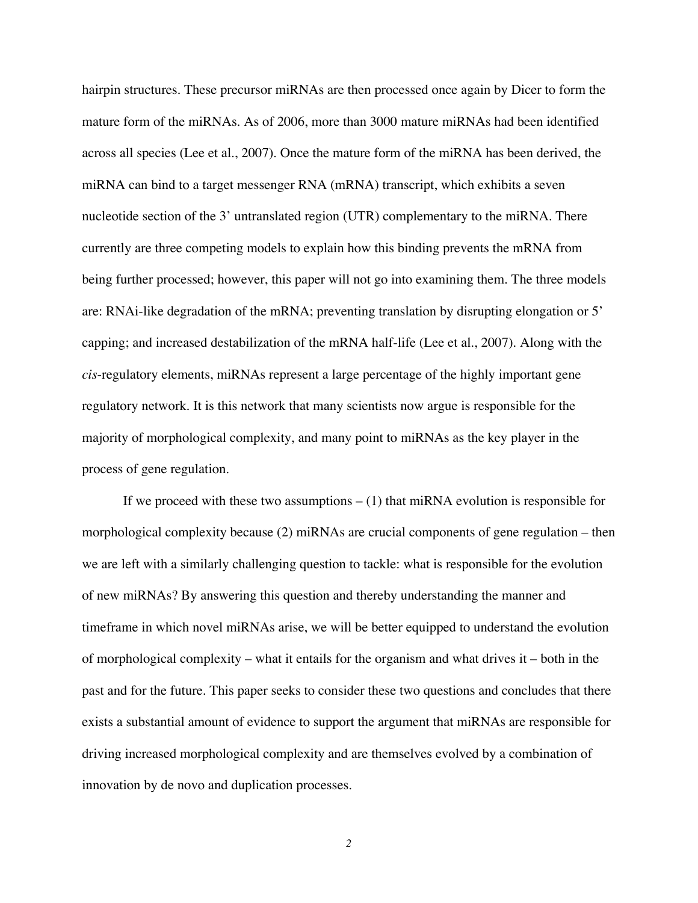hairpin structures. These precursor miRNAs are then processed once again by Dicer to form the mature form of the miRNAs. As of 2006, more than 3000 mature miRNAs had been identified across all species (Lee et al., 2007). Once the mature form of the miRNA has been derived, the miRNA can bind to a target messenger RNA (mRNA) transcript, which exhibits a seven nucleotide section of the 3' untranslated region (UTR) complementary to the miRNA. There currently are three competing models to explain how this binding prevents the mRNA from being further processed; however, this paper will not go into examining them. The three models are: RNAi-like degradation of the mRNA; preventing translation by disrupting elongation or 5' capping; and increased destabilization of the mRNA half-life (Lee et al., 2007). Along with the *cis*-regulatory elements, miRNAs represent a large percentage of the highly important gene regulatory network. It is this network that many scientists now argue is responsible for the majority of morphological complexity, and many point to miRNAs as the key player in the process of gene regulation.

If we proceed with these two assumptions – (1) that miRNA evolution is responsible for morphological complexity because (2) miRNAs are crucial components of gene regulation – then we are left with a similarly challenging question to tackle: what is responsible for the evolution of new miRNAs? By answering this question and thereby understanding the manner and timeframe in which novel miRNAs arise, we will be better equipped to understand the evolution of morphological complexity – what it entails for the organism and what drives it – both in the past and for the future. This paper seeks to consider these two questions and concludes that there exists a substantial amount of evidence to support the argument that miRNAs are responsible for driving increased morphological complexity and are themselves evolved by a combination of innovation by de novo and duplication processes.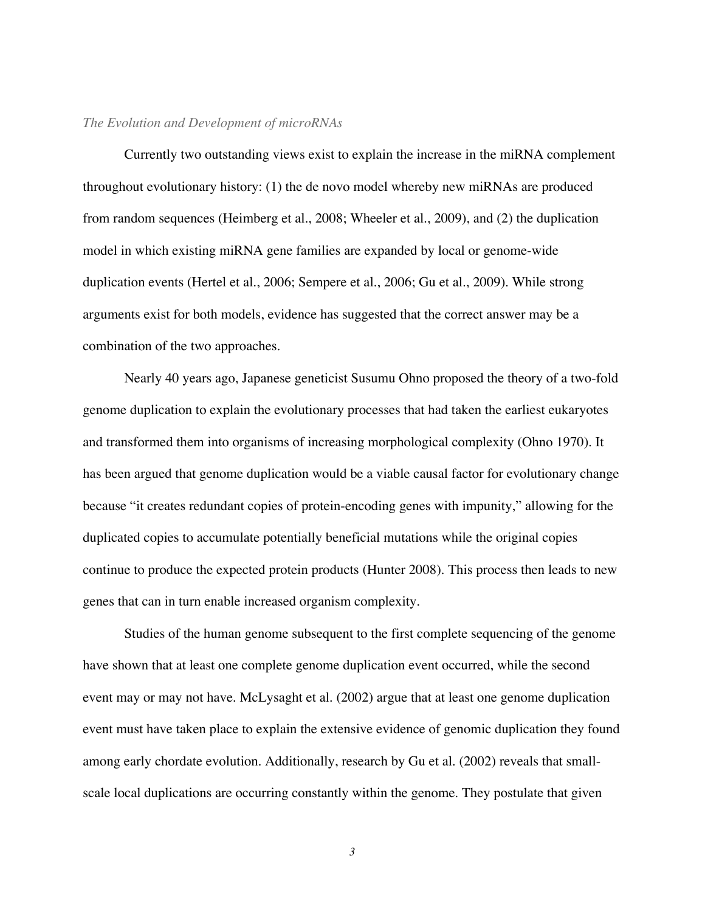*The Evolution and Development of microRNAs*

Currently two outstanding views exist to explain the increase in the miRNA complement throughout evolutionary history: (1) the de novo model whereby new miRNAs are produced from random sequences (Heimberg et al., 2008; Wheeler et al., 2009), and (2) the duplication model in which existing miRNA gene families are expanded by local or genome-wide duplication events (Hertel et al., 2006; Sempere et al., 2006; Gu et al., 2009). While strong arguments exist for both models, evidence has suggested that the correct answer may be a combination of the two approaches.

Nearly 40 years ago, Japanese geneticist Susumu Ohno proposed the theory of a two-fold genome duplication to explain the evolutionary processes that had taken the earliest eukaryotes and transformed them into organisms of increasing morphological complexity (Ohno 1970). It has been argued that genome duplication would be a viable causal factor for evolutionary change because "it creates redundant copies of protein-encoding genes with impunity," allowing for the duplicated copies to accumulate potentially beneficial mutations while the original copies continue to produce the expected protein products (Hunter 2008). This process then leads to new genes that can in turn enable increased organism complexity.

Studies of the human genome subsequent to the first complete sequencing of the genome have shown that at least one complete genome duplication event occurred, while the second event may or may not have. McLysaght et al. (2002) argue that at least one genome duplication event must have taken place to explain the extensive evidence of genomic duplication they found among early chordate evolution. Additionally, research by Gu et al. (2002) reveals that small-scale local duplications are occurring constantly within the genome. They postulate that given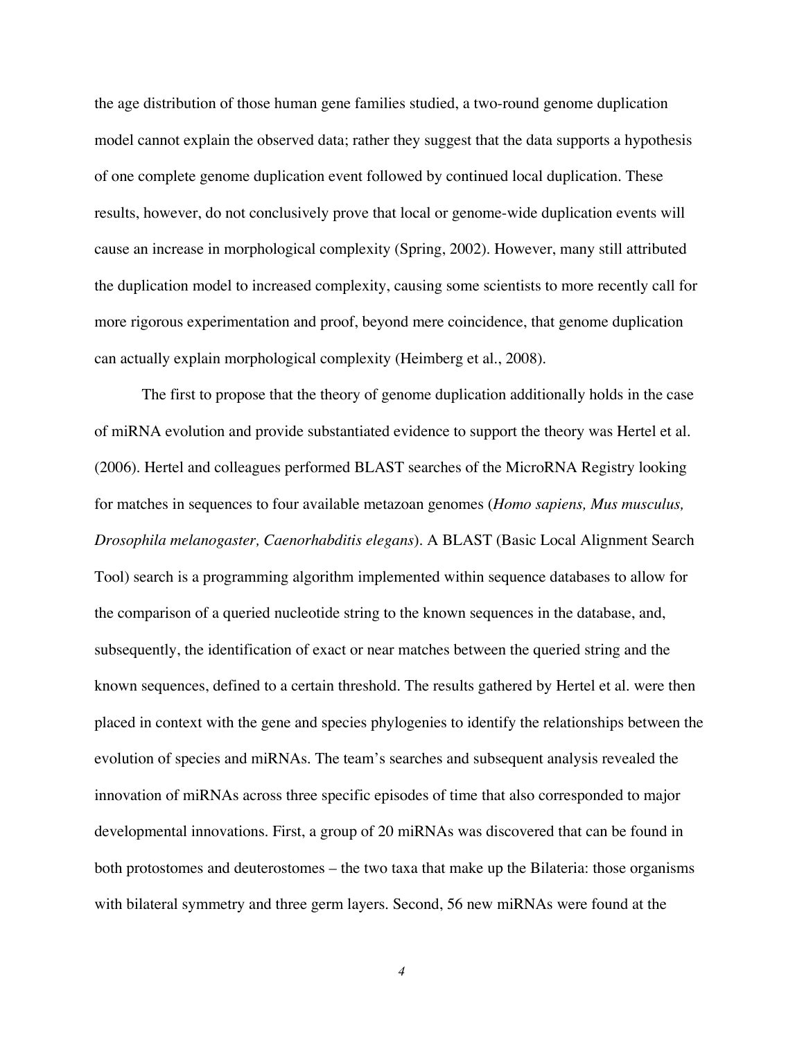the age distribution of those human gene families studied, a two-round genome duplication model cannot explain the observed data; rather they suggest that the data supports a hypothesis of one complete genome duplication event followed by continued local duplication. These results, however, do not conclusively prove that local or genome-wide duplication events will cause an increase in morphological complexity (Spring, 2002). However, many still attributed the duplication model to increased complexity, causing some scientists to more recently call for more rigorous experimentation and proof, beyond mere coincidence, that genome duplication can actually explain morphological complexity (Heimberg et al., 2008).

The first to propose that the theory of genome duplication additionally holds in the case of miRNA evolution and provide substantiated evidence to support the theory was Hertel et al. (2006). Hertel and colleagues performed BLAST searches of the MicroRNA Registry looking for matches in sequences to four available metazoan genomes (*Homo sapiens, Mus musculus, Drosophila melanogaster, Caenorhabditis elegans*). A BLAST (Basic Local Alignment Search Tool) search is a programming algorithm implemented within sequence databases to allow for the comparison of a queried nucleotide string to the known sequences in the database, and, subsequently, the identification of exact or near matches between the queried string and the known sequences, defined to a certain threshold. The results gathered by Hertel et al. were then placed in context with the gene and species phylogenies to identify the relationships between the evolution of species and miRNAs. The team's searches and subsequent analysis revealed the innovation of miRNAs across three specific episodes of time that also corresponded to major developmental innovations. First, a group of 20 miRNAs was discovered that can be found in both protostomes and deuterostomes – the two taxa that make up the Bilateria: those organisms with bilateral symmetry and three germ layers. Second, 56 new miRNAs were found at the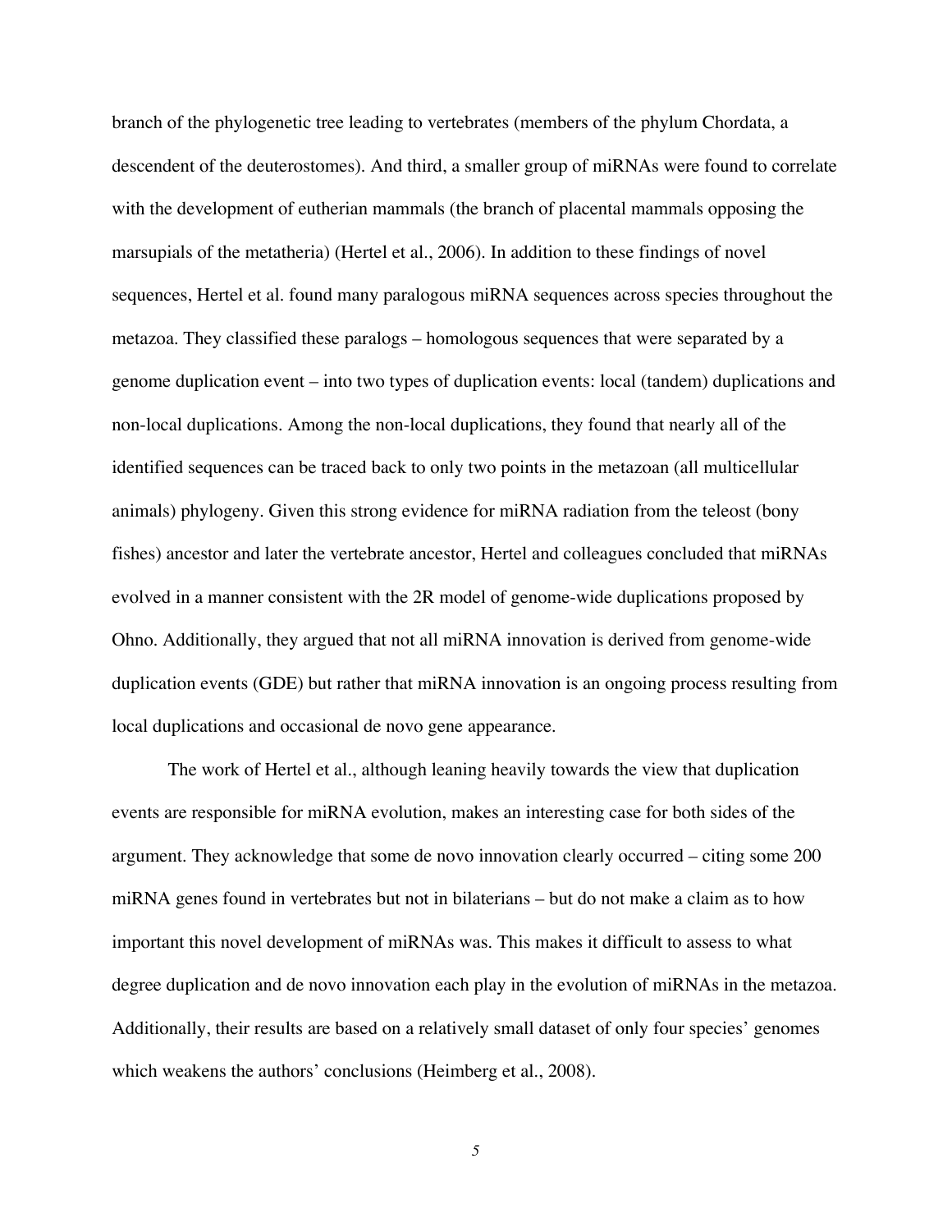branch of the phylogenetic tree leading to vertebrates (members of the phylum Chordata, a descendent of the deuterostomes). And third, a smaller group of miRNAs were found to correlate with the development of eutherian mammals (the branch of placental mammals opposing the marsupials of the metatheria) (Hertel et al., 2006). In addition to these findings of novel sequences, Hertel et al. found many paralogous miRNA sequences across species throughout the metazoa. They classified these paralogs – homologous sequences that were separated by a genome duplication event – into two types of duplication events: local (tandem) duplications and non-local duplications. Among the non-local duplications, they found that nearly all of the identified sequences can be traced back to only two points in the metazoan (all multicellular animals) phylogeny. Given this strong evidence for miRNA radiation from the teleost (bony fishes) ancestor and later the vertebrate ancestor, Hertel and colleagues concluded that miRNAs evolved in a manner consistent with the 2R model of genome-wide duplications proposed by Ohno. Additionally, they argued that not all miRNA innovation is derived from genome-wide duplication events (GDE) but rather that miRNA innovation is an ongoing process resulting from local duplications and occasional de novo gene appearance.

The work of Hertel et al., although leaning heavily towards the view that duplication events are responsible for miRNA evolution, makes an interesting case for both sides of the argument. They acknowledge that some de novo innovation clearly occurred – citing some 200 miRNA genes found in vertebrates but not in bilaterians – but do not make a claim as to how important this novel development of miRNAs was. This makes it difficult to assess to what degree duplication and de novo innovation each play in the evolution of miRNAs in the metazoa. Additionally, their results are based on a relatively small dataset of only four species' genomes which weakens the authors' conclusions (Heimberg et al., 2008).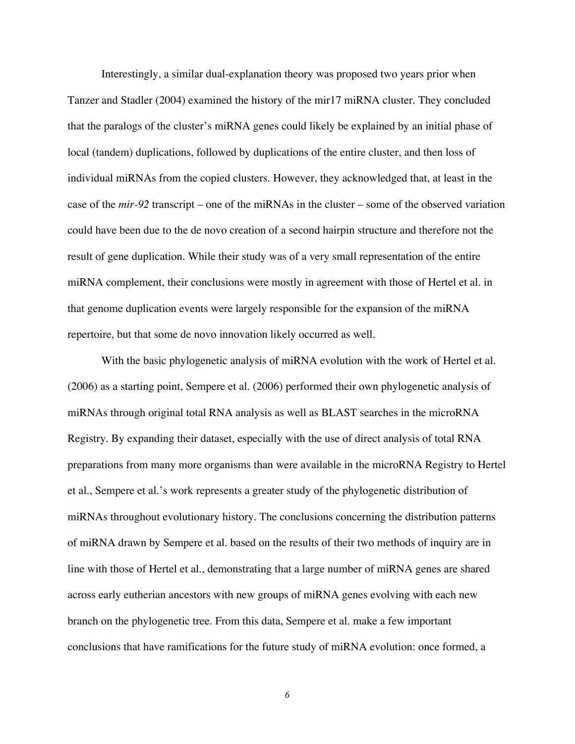Interestingly, a similar dual-explanation theory was proposed two years prior when Tanzer and Stadler (2004) examined the history of the mir17 miRNA cluster. They concluded that the paralogs of the cluster's miRNA genes could likely be explained by an initial phase of local (tandem) duplications, followed by duplications of the entire cluster, and then loss of individual miRNAs from the copied clusters. However, they acknowledged that, at least in the case of the *mir-92* transcript – one of the miRNAs in the cluster – some of the observed variation could have been due to the de novo creation of a second hairpin structure and therefore not the result of gene duplication. While their study was of a very small representation of the entire miRNA complement, their conclusions were mostly in agreement with those of Hertel et al. in that genome duplication events were largely responsible for the expansion of the miRNA repertoire, but that some de novo innovation likely occurred as well.

With the basic phylogenetic analysis of miRNA evolution with the work of Hertel et al. (2006) as a starting point, Sempere et al. (2006) performed their own phylogenetic analysis of miRNAs through original total RNA analysis as well as BLAST searches in the microRNA Registry. By expanding their dataset, especially with the use of direct analysis of total RNA preparations from many more organisms than were available in the microRNA Registry to Hertel et al., Sempere et al.'s work represents a greater study of the phylogenetic distribution of miRNAs throughout evolutionary history. The conclusions concerning the distribution patterns of miRNA drawn by Sempere et al. based on the results of their two methods of inquiry are in line with those of Hertel et al., demonstrating that a large number of miRNA genes are shared across early eutherian ancestors with new groups of miRNA genes evolving with each new branch on the phylogenetic tree. From this data, Sempere et al. make a few important conclusions that have ramifications for the future study of miRNA evolution: once formed, a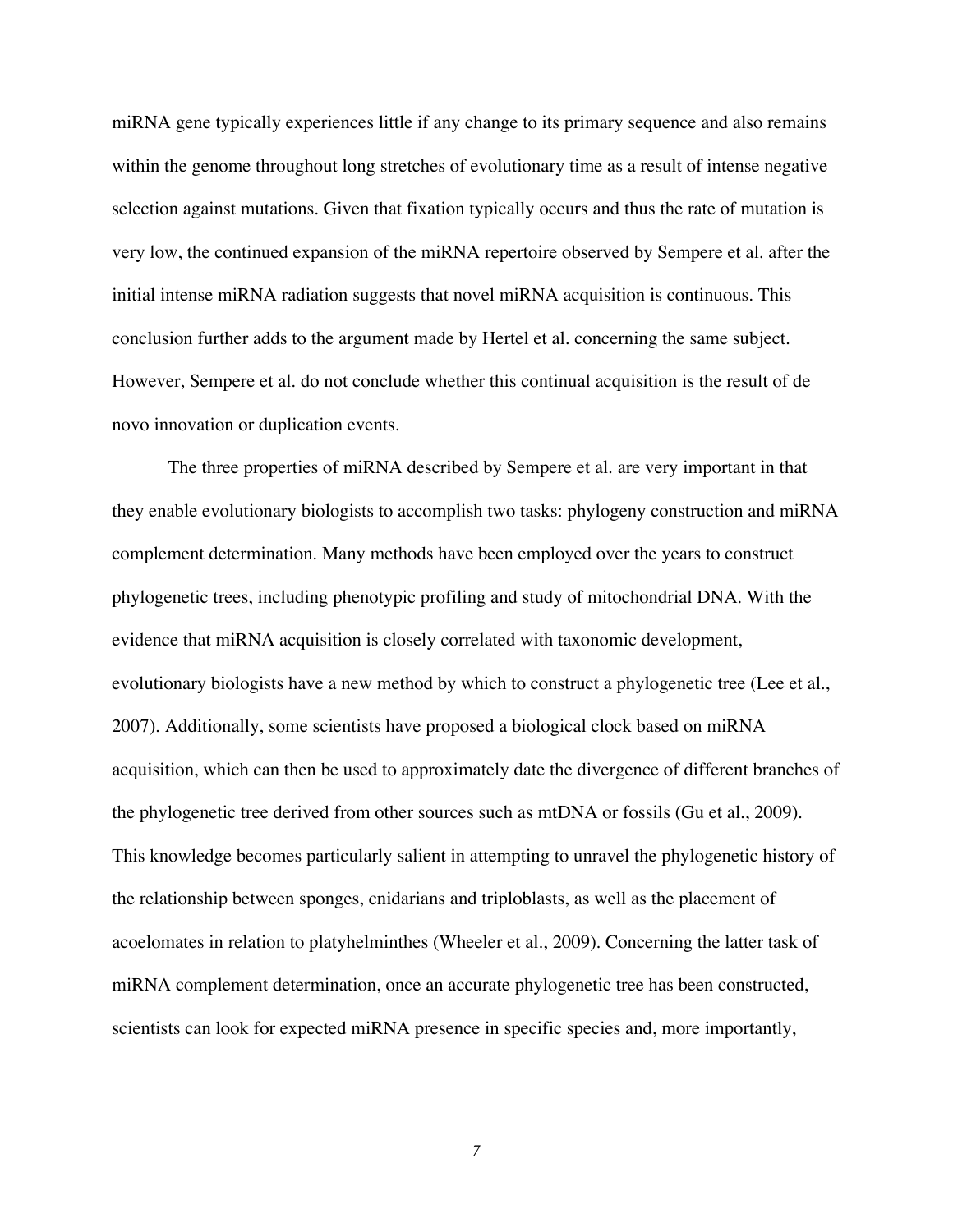miRNA gene typically experiences little if any change to its primary sequence and also remains within the genome throughout long stretches of evolutionary time as a result of intense negative selection against mutations. Given that fixation typically occurs and thus the rate of mutation is very low, the continued expansion of the miRNA repertoire observed by Sempere et al. after the initial intense miRNA radiation suggests that novel miRNA acquisition is continuous. This conclusion further adds to the argument made by Hertel et al. concerning the same subject. However, Sempere et al. do not conclude whether this continual acquisition is the result of de novo innovation or duplication events.

The three properties of miRNA described by Sempere et al. are very important in that they enable evolutionary biologists to accomplish two tasks: phylogeny construction and miRNA complement determination. Many methods have been employed over the years to construct phylogenetic trees, including phenotypic profiling and study of mitochondrial DNA. With the evidence that miRNA acquisition is closely correlated with taxonomic development, evolutionary biologists have a new method by which to construct a phylogenetic tree (Lee et al., 2007). Additionally, some scientists have proposed a biological clock based on miRNA acquisition, which can then be used to approximately date the divergence of different branches of the phylogenetic tree derived from other sources such as mtDNA or fossils (Gu et al., 2009). This knowledge becomes particularly salient in attempting to unravel the phylogenetic history of the relationship between sponges, cnidarians and triploblasts, as well as the placement of acoelomates in relation to platyhelminthes (Wheeler et al., 2009). Concerning the latter task of miRNA complement determination, once an accurate phylogenetic tree has been constructed, scientists can look for expected miRNA presence in specific species and, more importantly,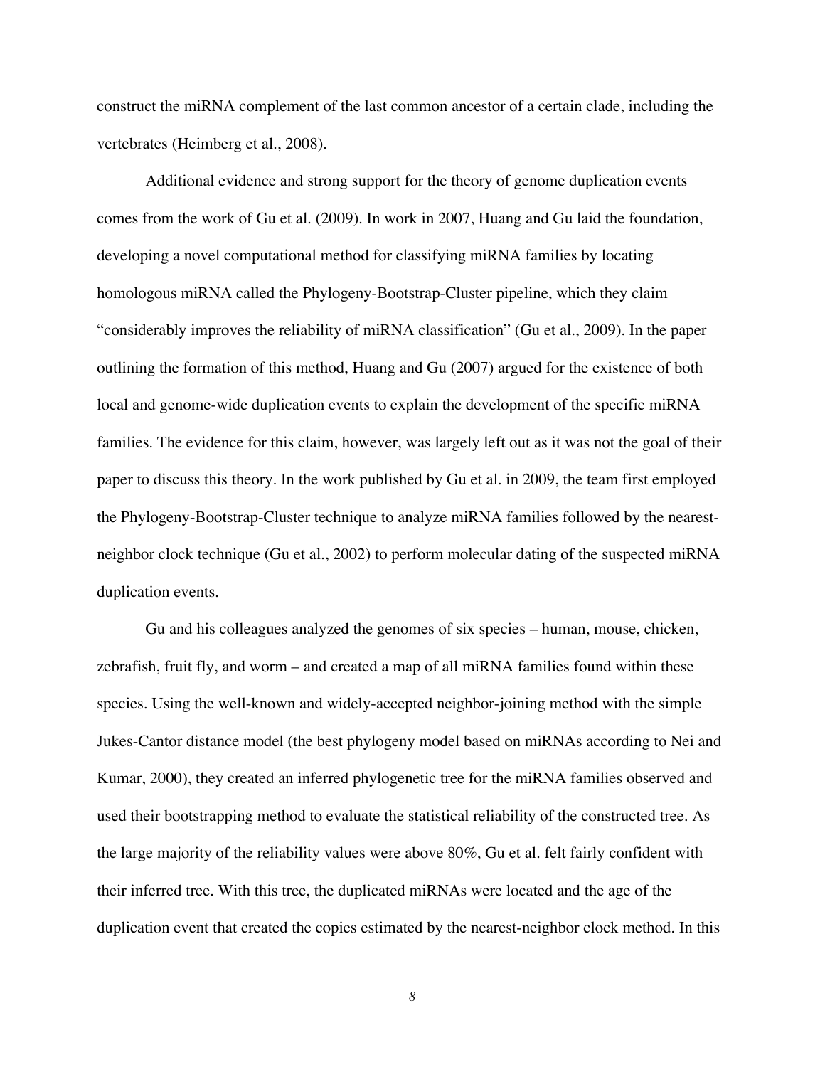construct the miRNA complement of the last common ancestor of a certain clade, including the vertebrates (Heimberg et al., 2008).

Additional evidence and strong support for the theory of genome duplication events comes from the work of Gu et al. (2009). In work in 2007, Huang and Gu laid the foundation, developing a novel computational method for classifying miRNA families by locating homologous miRNA called the Phylogeny-Bootstrap-Cluster pipeline, which they claim "considerably improves the reliability of miRNA classification" (Gu et al., 2009). In the paper outlining the formation of this method, Huang and Gu (2007) argued for the existence of both local and genome-wide duplication events to explain the development of the specific miRNA families. The evidence for this claim, however, was largely left out as it was not the goal of their paper to discuss this theory. In the work published by Gu et al. in 2009, the team first employed the Phylogeny-Bootstrap-Cluster technique to analyze miRNA families followed by the nearest-neighbor clock technique (Gu et al., 2002) to perform molecular dating of the suspected miRNA duplication events.

Gu and his colleagues analyzed the genomes of six species – human, mouse, chicken, zebrafish, fruit fly, and worm – and created a map of all miRNA families found within these species. Using the well-known and widely-accepted neighbor-joining method with the simple Jukes-Cantor distance model (the best phylogeny model based on miRNAs according to Nei and Kumar, 2000), they created an inferred phylogenetic tree for the miRNA families observed and used their bootstrapping method to evaluate the statistical reliability of the constructed tree. As the large majority of the reliability values were above 80%, Gu et al. felt fairly confident with their inferred tree. With this tree, the duplicated miRNAs were located and the age of the duplication event that created the copies estimated by the nearest-neighbor clock method. In this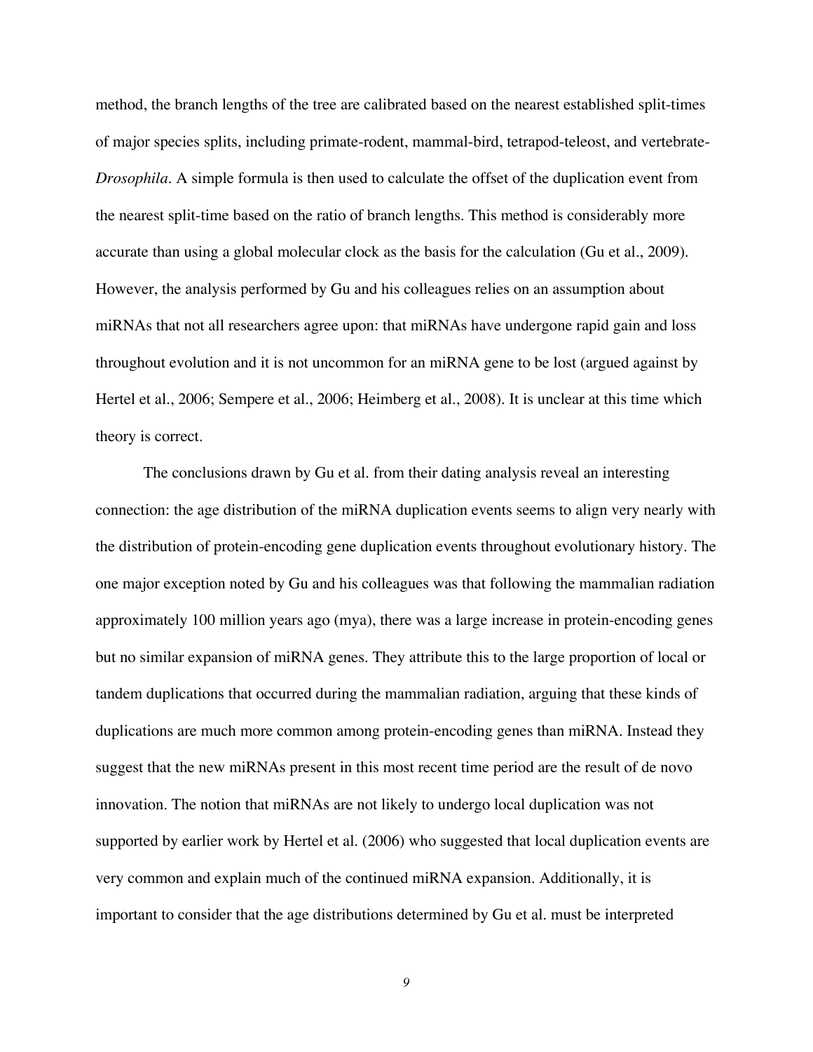method, the branch lengths of the tree are calibrated based on the nearest established split-times of major species splits, including primate-rodent, mammal-bird, tetrapod-teleost, and vertebrate-*Drosophila*. A simple formula is then used to calculate the offset of the duplication event from the nearest split-time based on the ratio of branch lengths. This method is considerably more accurate than using a global molecular clock as the basis for the calculation (Gu et al., 2009). However, the analysis performed by Gu and his colleagues relies on an assumption about miRNAs that not all researchers agree upon: that miRNAs have undergone rapid gain and loss throughout evolution and it is not uncommon for an miRNA gene to be lost (argued against by Hertel et al., 2006; Sempere et al., 2006; Heimberg et al., 2008). It is unclear at this time which theory is correct.

The conclusions drawn by Gu et al. from their dating analysis reveal an interesting connection: the age distribution of the miRNA duplication events seems to align very nearly with the distribution of protein-encoding gene duplication events throughout evolutionary history. The one major exception noted by Gu and his colleagues was that following the mammalian radiation approximately 100 million years ago (mya), there was a large increase in protein-encoding genes but no similar expansion of miRNA genes. They attribute this to the large proportion of local or tandem duplications that occurred during the mammalian radiation, arguing that these kinds of duplications are much more common among protein-encoding genes than miRNA. Instead they suggest that the new miRNAs present in this most recent time period are the result of de novo innovation. The notion that miRNAs are not likely to undergo local duplication was not supported by earlier work by Hertel et al. (2006) who suggested that local duplication events are very common and explain much of the continued miRNA expansion. Additionally, it is important to consider that the age distributions determined by Gu et al. must be interpreted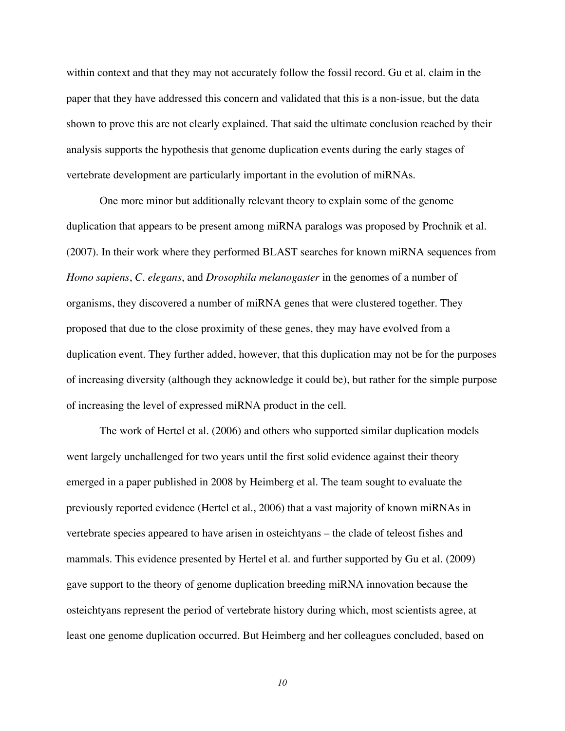within context and that they may not accurately follow the fossil record. Gu et al. claim in the paper that they have addressed this concern and validated that this is a non-issue, but the data shown to prove this are not clearly explained. That said the ultimate conclusion reached by their analysis supports the hypothesis that genome duplication events during the early stages of vertebrate development are particularly important in the evolution of miRNAs.

One more minor but additionally relevant theory to explain some of the genome duplication that appears to be present among miRNA paralogs was proposed by Prochnik et al. (2007). In their work where they performed BLAST searches for known miRNA sequences from *Homo sapiens*, *C. elegans*, and *Drosophila melanogaster* in the genomes of a number of organisms, they discovered a number of miRNA genes that were clustered together. They proposed that due to the close proximity of these genes, they may have evolved from a duplication event. They further added, however, that this duplication may not be for the purposes of increasing diversity (although they acknowledge it could be), but rather for the simple purpose of increasing the level of expressed miRNA product in the cell.

The work of Hertel et al. (2006) and others who supported similar duplication models went largely unchallenged for two years until the first solid evidence against their theory emerged in a paper published in 2008 by Heimberg et al. The team sought to evaluate the previously reported evidence (Hertel et al., 2006) that a vast majority of known miRNAs in vertebrate species appeared to have arisen in osteichtyans – the clade of teleost fishes and mammals. This evidence presented by Hertel et al. and further supported by Gu et al. (2009) gave support to the theory of genome duplication breeding miRNA innovation because the osteichtyans represent the period of vertebrate history during which, most scientists agree, at least one genome duplication occurred. But Heimberg and her colleagues concluded, based on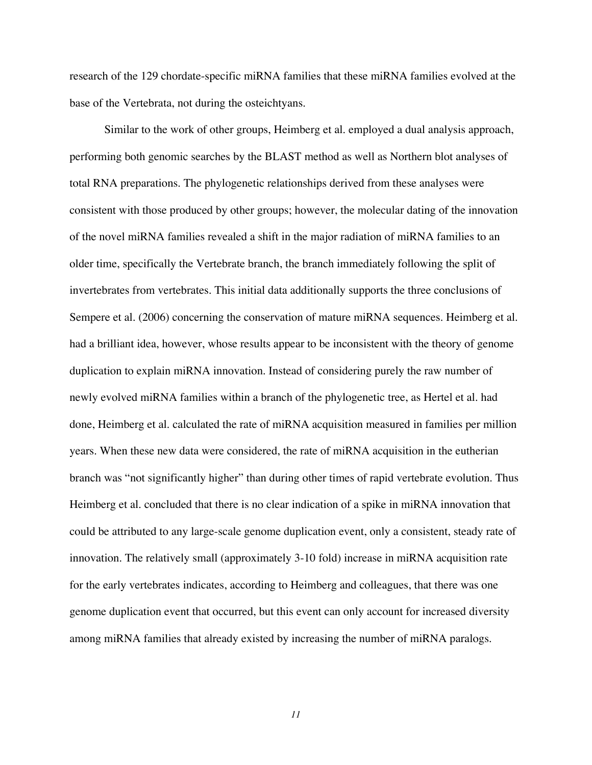research of the 129 chordate-specific miRNA families that these miRNA families evolved at the base of the Vertebrata, not during the osteichtyans.

Similar to the work of other groups, Heimberg et al. employed a dual analysis approach, performing both genomic searches by the BLAST method as well as Northern blot analyses of total RNA preparations. The phylogenetic relationships derived from these analyses were consistent with those produced by other groups; however, the molecular dating of the innovation of the novel miRNA families revealed a shift in the major radiation of miRNA families to an older time, specifically the Vertebrate branch, the branch immediately following the split of invertebrates from vertebrates. This initial data additionally supports the three conclusions of Sempere et al. (2006) concerning the conservation of mature miRNA sequences. Heimberg et al. had a brilliant idea, however, whose results appear to be inconsistent with the theory of genome duplication to explain miRNA innovation. Instead of considering purely the raw number of newly evolved miRNA families within a branch of the phylogenetic tree, as Hertel et al. had done, Heimberg et al. calculated the rate of miRNA acquisition measured in families per million years. When these new data were considered, the rate of miRNA acquisition in the eutherian branch was "not significantly higher" than during other times of rapid vertebrate evolution. Thus Heimberg et al. concluded that there is no clear indication of a spike in miRNA innovation that could be attributed to any large-scale genome duplication event, only a consistent, steady rate of innovation. The relatively small (approximately 3-10 fold) increase in miRNA acquisition rate for the early vertebrates indicates, according to Heimberg and colleagues, that there was one genome duplication event that occurred, but this event can only account for increased diversity among miRNA families that already existed by increasing the number of miRNA paralogs.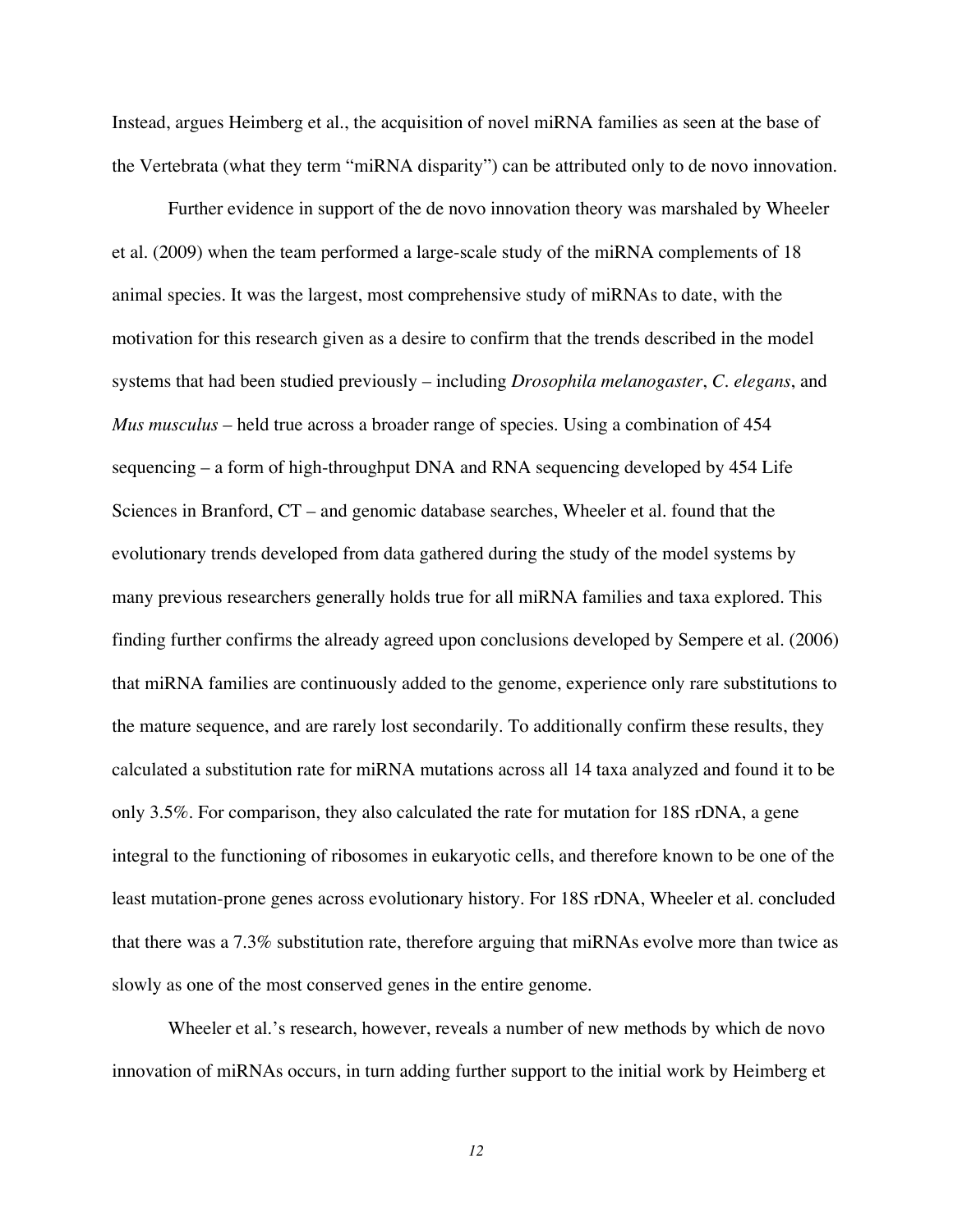Instead, argues Heimberg et al., the acquisition of novel miRNA families as seen at the base of the Vertebrata (what they term "miRNA disparity") can be attributed only to de novo innovation.

Further evidence in support of the de novo innovation theory was marshaled by Wheeler et al. (2009) when the team performed a large-scale study of the miRNA complements of 18 animal species. It was the largest, most comprehensive study of miRNAs to date, with the motivation for this research given as a desire to confirm that the trends described in the model systems that had been studied previously – including *Drosophila melanogaster*, *C. elegans*, and *Mus musculus* – held true across a broader range of species. Using a combination of 454 sequencing – a form of high-throughput DNA and RNA sequencing developed by 454 Life Sciences in Branford, CT – and genomic database searches, Wheeler et al. found that the evolutionary trends developed from data gathered during the study of the model systems by many previous researchers generally holds true for all miRNA families and taxa explored. This finding further confirms the already agreed upon conclusions developed by Sempere et al. (2006) that miRNA families are continuously added to the genome, experience only rare substitutions to the mature sequence, and are rarely lost secondarily. To additionally confirm these results, they calculated a substitution rate for miRNA mutations across all 14 taxa analyzed and found it to be only 3.5%. For comparison, they also calculated the rate for mutation for 18S rDNA, a gene integral to the functioning of ribosomes in eukaryotic cells, and therefore known to be one of the least mutation-prone genes across evolutionary history. For 18S rDNA, Wheeler et al. concluded that there was a 7.3% substitution rate, therefore arguing that miRNAs evolve more than twice as slowly as one of the most conserved genes in the entire genome.

Wheeler et al.'s research, however, reveals a number of new methods by which de novo innovation of miRNAs occurs, in turn adding further support to the initial work by Heimberg et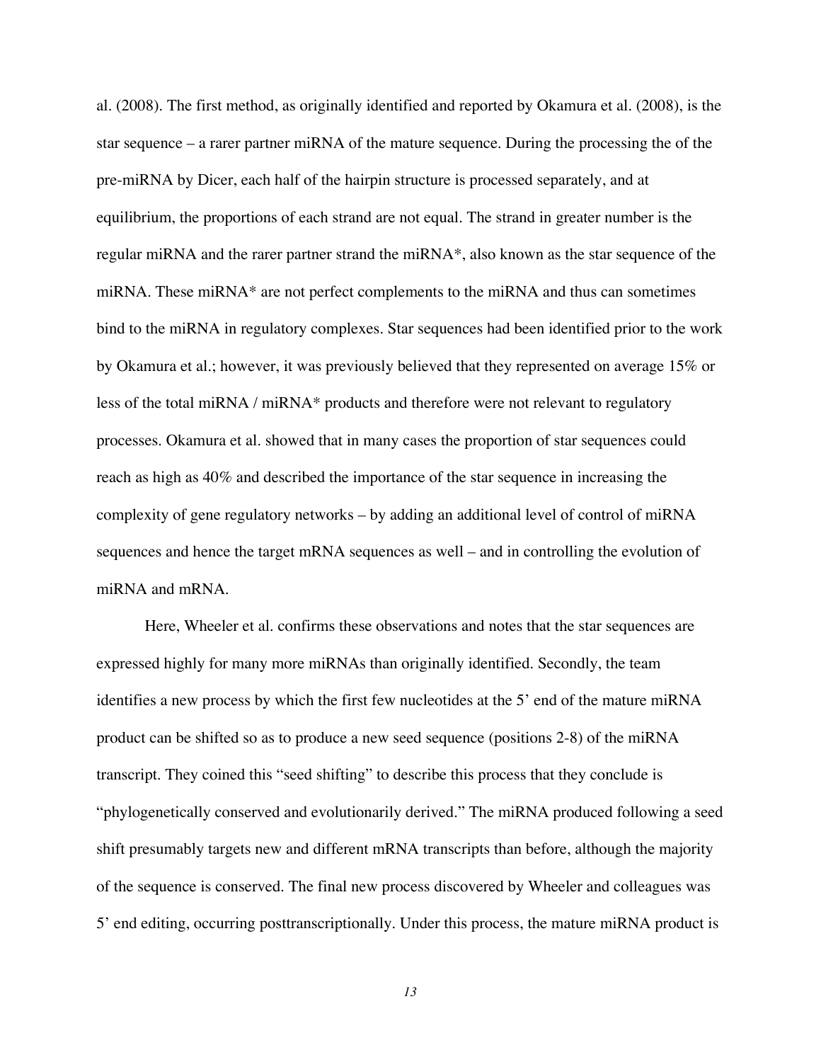al. (2008). The first method, as originally identified and reported by Okamura et al. (2008), is the star sequence – a rarer partner miRNA of the mature sequence. During the processing the of the pre-miRNA by Dicer, each half of the hairpin structure is processed separately, and at equilibrium, the proportions of each strand are not equal. The strand in greater number is the regular miRNA and the rarer partner strand the miRNA*, also known as the star sequence of the miRNA. These miRNA* are not perfect complements to the miRNA and thus can sometimes bind to the miRNA in regulatory complexes. Star sequences had been identified prior to the work by Okamura et al.; however, it was previously believed that they represented on average 15% or less of the total miRNA / miRNA* products and therefore were not relevant to regulatory processes. Okamura et al. showed that in many cases the proportion of star sequences could reach as high as 40% and described the importance of the star sequence in increasing the complexity of gene regulatory networks – by adding an additional level of control of miRNA sequences and hence the target mRNA sequences as well – and in controlling the evolution of miRNA and mRNA.

Here, Wheeler et al. confirms these observations and notes that the star sequences are expressed highly for many more miRNAs than originally identified. Secondly, the team identifies a new process by which the first few nucleotides at the 5' end of the mature miRNA product can be shifted so as to produce a new seed sequence (positions 2-8) of the miRNA transcript. They coined this "seed shifting" to describe this process that they conclude is "phylogenetically conserved and evolutionarily derived." The miRNA produced following a seed shift presumably targets new and different mRNA transcripts than before, although the majority of the sequence is conserved. The final new process discovered by Wheeler and colleagues was 5' end editing, occurring posttranscriptionally. Under this process, the mature miRNA product is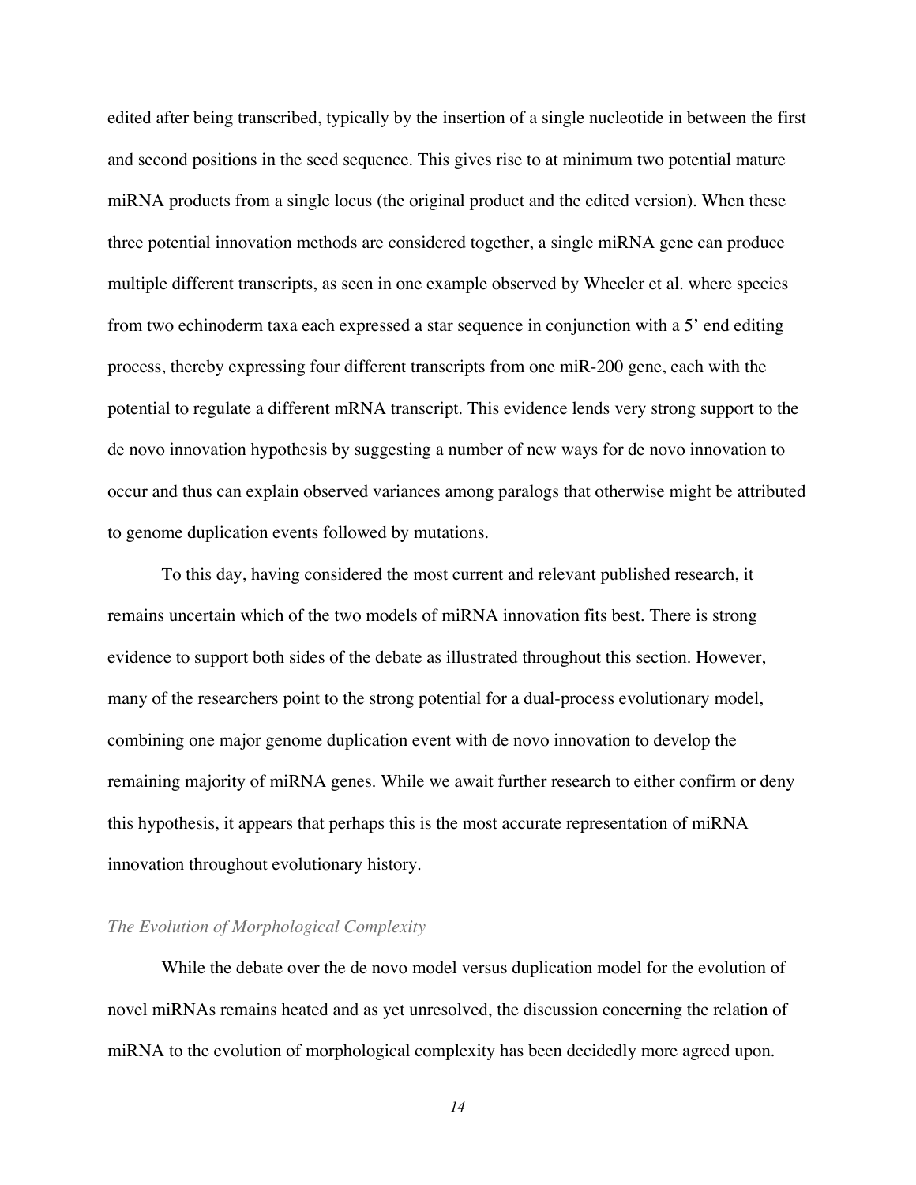edited after being transcribed, typically by the insertion of a single nucleotide in between the first and second positions in the seed sequence. This gives rise to at minimum two potential mature miRNA products from a single locus (the original product and the edited version). When these three potential innovation methods are considered together, a single miRNA gene can produce multiple different transcripts, as seen in one example observed by Wheeler et al. where species from two echinoderm taxa each expressed a star sequence in conjunction with a 5' end editing process, thereby expressing four different transcripts from one miR-200 gene, each with the potential to regulate a different mRNA transcript. This evidence lends very strong support to the de novo innovation hypothesis by suggesting a number of new ways for de novo innovation to occur and thus can explain observed variances among paralogs that otherwise might be attributed to genome duplication events followed by mutations.

To this day, having considered the most current and relevant published research, it remains uncertain which of the two models of miRNA innovation fits best. There is strong evidence to support both sides of the debate as illustrated throughout this section. However, many of the researchers point to the strong potential for a dual-process evolutionary model, combining one major genome duplication event with de novo innovation to develop the remaining majority of miRNA genes. While we await further research to either confirm or deny this hypothesis, it appears that perhaps this is the most accurate representation of miRNA innovation throughout evolutionary history.

### *The Evolution of Morphological Complexity*

While the debate over the de novo model versus duplication model for the evolution of novel miRNAs remains heated and as yet unresolved, the discussion concerning the relation of miRNA to the evolution of morphological complexity has been decidedly more agreed upon.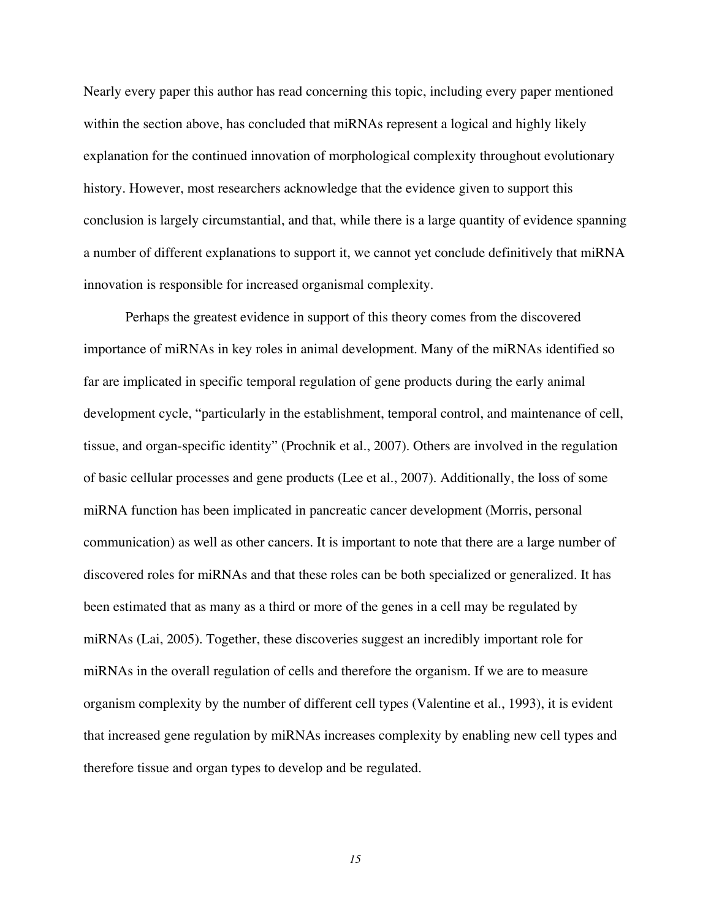Nearly every paper this author has read concerning this topic, including every paper mentioned within the section above, has concluded that miRNAs represent a logical and highly likely explanation for the continued innovation of morphological complexity throughout evolutionary history. However, most researchers acknowledge that the evidence given to support this conclusion is largely circumstantial, and that, while there is a large quantity of evidence spanning a number of different explanations to support it, we cannot yet conclude definitively that miRNA innovation is responsible for increased organismal complexity.

Perhaps the greatest evidence in support of this theory comes from the discovered importance of miRNAs in key roles in animal development. Many of the miRNAs identified so far are implicated in specific temporal regulation of gene products during the early animal development cycle, "particularly in the establishment, temporal control, and maintenance of cell, tissue, and organ-specific identity" (Prochnik et al., 2007). Others are involved in the regulation of basic cellular processes and gene products (Lee et al., 2007). Additionally, the loss of some miRNA function has been implicated in pancreatic cancer development (Morris, personal communication) as well as other cancers. It is important to note that there are a large number of discovered roles for miRNAs and that these roles can be both specialized or generalized. It has been estimated that as many as a third or more of the genes in a cell may be regulated by miRNAs (Lai, 2005). Together, these discoveries suggest an incredibly important role for miRNAs in the overall regulation of cells and therefore the organism. If we are to measure organism complexity by the number of different cell types (Valentine et al., 1993), it is evident that increased gene regulation by miRNAs increases complexity by enabling new cell types and therefore tissue and organ types to develop and be regulated.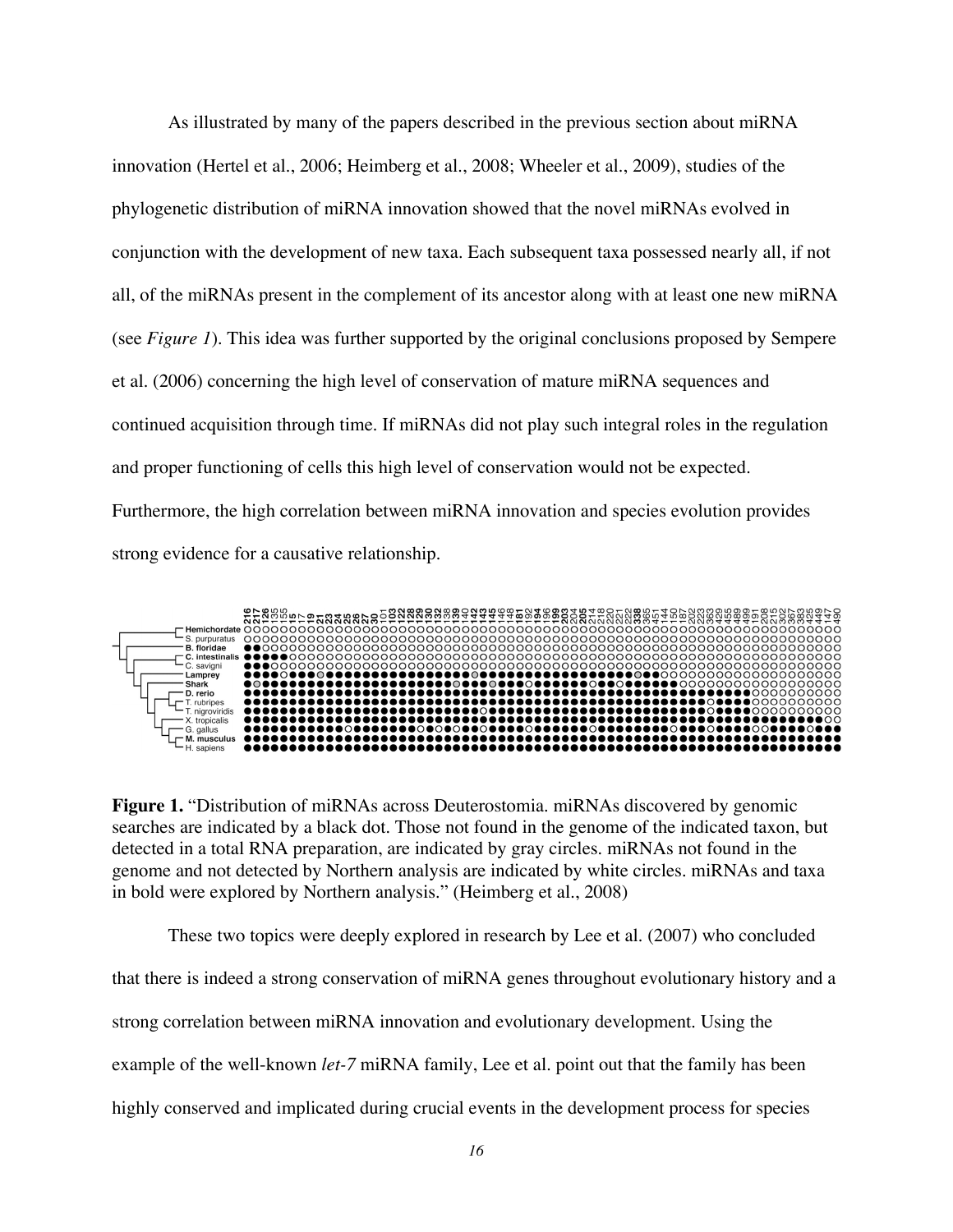As illustrated by many of the papers described in the previous section about miRNA innovation (Hertel et al., 2006; Heimberg et al., 2008; Wheeler et al., 2009), studies of the phylogenetic distribution of miRNA innovation showed that the novel miRNAs evolved in conjunction with the development of new taxa. Each subsequent taxa possessed nearly all, if not all, of the miRNAs present in the complement of its ancestor along with at least one new miRNA (see *Figure 1*). This idea was further supported by the original conclusions proposed by Sempere et al. (2006) concerning the high level of conservation of mature miRNA sequences and continued acquisition through time. If miRNAs did not play such integral roles in the regulation and proper functioning of cells this high level of conservation would not be expected. Furthermore, the high correlation between miRNA innovation and species evolution provides strong evidence for a causative relationship.

**Figure 1.** "Distribution of miRNAs across Deuterostomia. miRNAs discovered by genomic searches are indicated by a black dot. Those not found in the genome of the indicated taxon, but detected in a total RNA preparation, are indicated by gray circles. miRNAs not found in the genome and not detected by Northern analysis are indicated by white circles. miRNAs and taxa in bold were explored by Northern analysis." (Heimberg et al., 2008)

These two topics were deeply explored in research by Lee et al. (2007) who concluded that there is indeed a strong conservation of miRNA genes throughout evolutionary history and a strong correlation between miRNA innovation and evolutionary development. Using the example of the well-known *let-7* miRNA family, Lee et al. point out that the family has been highly conserved and implicated during crucial events in the development process for species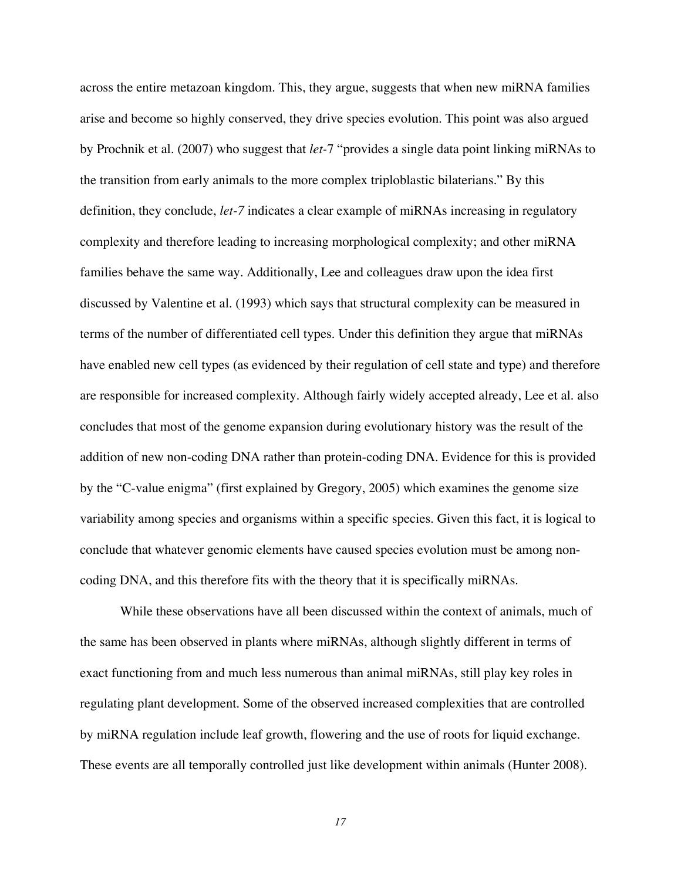across the entire metazoan kingdom. This, they argue, suggests that when new miRNA families arise and become so highly conserved, they drive species evolution. This point was also argued by Prochnik et al. (2007) who suggest that *let*-7 "provides a single data point linking miRNAs to the transition from early animals to the more complex triploblastic bilaterians." By this definition, they conclude, *let-7* indicates a clear example of miRNAs increasing in regulatory complexity and therefore leading to increasing morphological complexity; and other miRNA families behave the same way. Additionally, Lee and colleagues draw upon the idea first discussed by Valentine et al. (1993) which says that structural complexity can be measured in terms of the number of differentiated cell types. Under this definition they argue that miRNAs have enabled new cell types (as evidenced by their regulation of cell state and type) and therefore are responsible for increased complexity. Although fairly widely accepted already, Lee et al. also concludes that most of the genome expansion during evolutionary history was the result of the addition of new non-coding DNA rather than protein-coding DNA. Evidence for this is provided by the "C-value enigma" (first explained by Gregory, 2005) which examines the genome size variability among species and organisms within a specific species. Given this fact, it is logical to conclude that whatever genomic elements have caused species evolution must be among non-coding DNA, and this therefore fits with the theory that it is specifically miRNAs.

While these observations have all been discussed within the context of animals, much of the same has been observed in plants where miRNAs, although slightly different in terms of exact functioning from and much less numerous than animal miRNAs, still play key roles in regulating plant development. Some of the observed increased complexities that are controlled by miRNA regulation include leaf growth, flowering and the use of roots for liquid exchange. These events are all temporally controlled just like development within animals (Hunter 2008).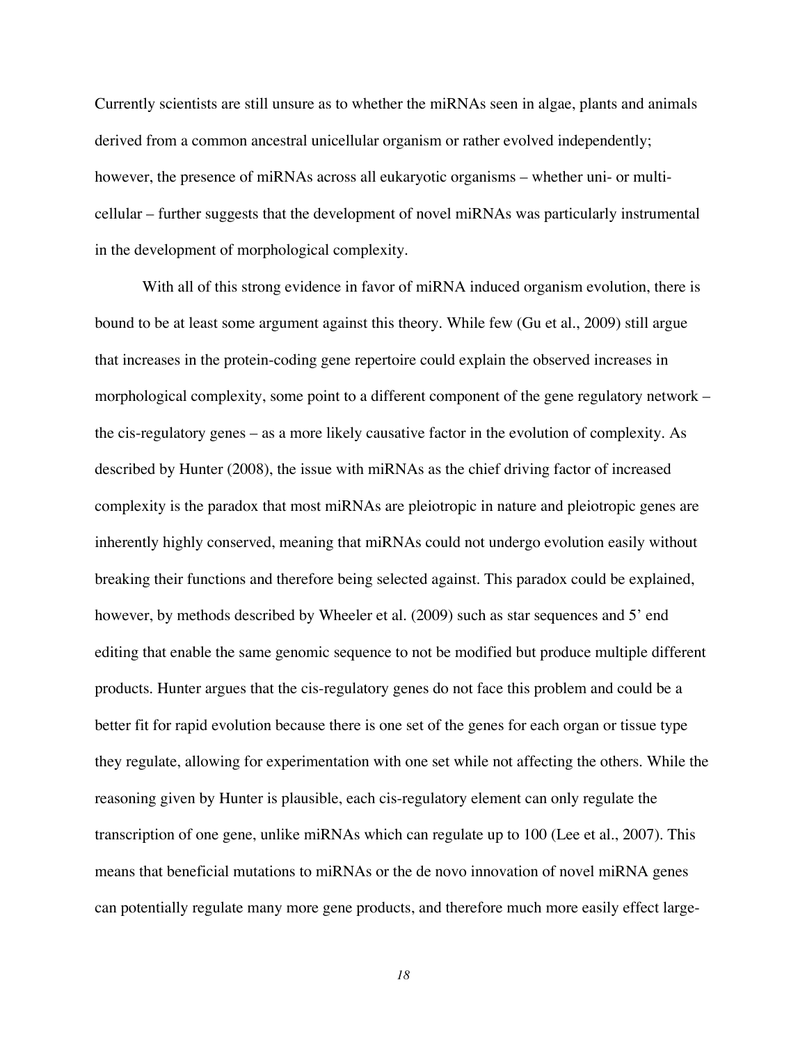Currently scientists are still unsure as to whether the miRNAs seen in algae, plants and animals derived from a common ancestral unicellular organism or rather evolved independently; however, the presence of miRNAs across all eukaryotic organisms – whether uni- or multi-cellular – further suggests that the development of novel miRNAs was particularly instrumental in the development of morphological complexity.

With all of this strong evidence in favor of miRNA induced organism evolution, there is bound to be at least some argument against this theory. While few (Gu et al., 2009) still argue that increases in the protein-coding gene repertoire could explain the observed increases in morphological complexity, some point to a different component of the gene regulatory network – the cis-regulatory genes – as a more likely causative factor in the evolution of complexity. As described by Hunter (2008), the issue with miRNAs as the chief driving factor of increased complexity is the paradox that most miRNAs are pleiotropic in nature and pleiotropic genes are inherently highly conserved, meaning that miRNAs could not undergo evolution easily without breaking their functions and therefore being selected against. This paradox could be explained, however, by methods described by Wheeler et al. (2009) such as star sequences and 5' end editing that enable the same genomic sequence to not be modified but produce multiple different products. Hunter argues that the cis-regulatory genes do not face this problem and could be a better fit for rapid evolution because there is one set of the genes for each organ or tissue type they regulate, allowing for experimentation with one set while not affecting the others. While the reasoning given by Hunter is plausible, each cis-regulatory element can only regulate the transcription of one gene, unlike miRNAs which can regulate up to 100 (Lee et al., 2007). This means that beneficial mutations to miRNAs or the de novo innovation of novel miRNA genes can potentially regulate many more gene products, and therefore much more easily effect large-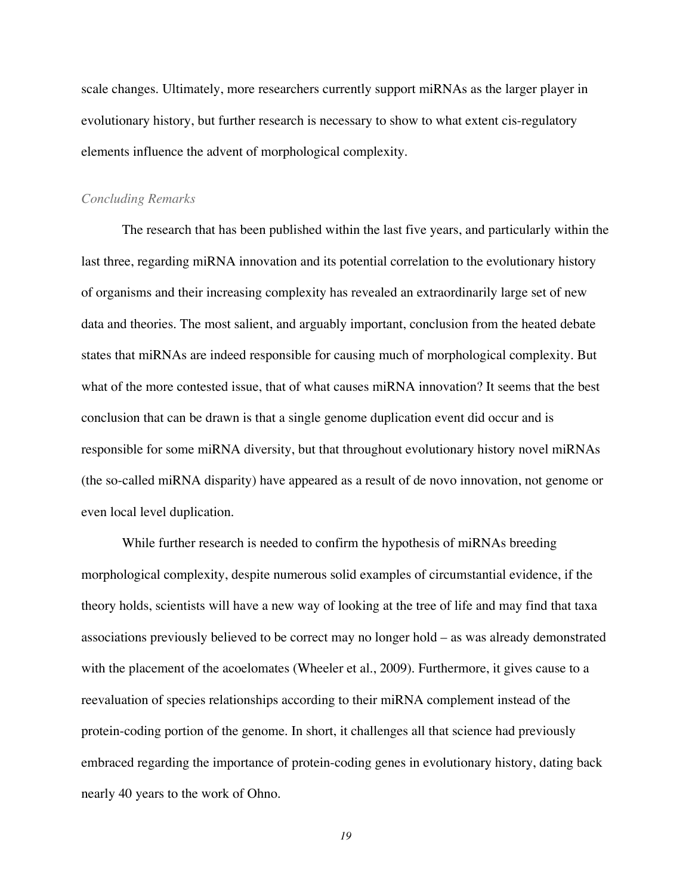scale changes. Ultimately, more researchers currently support miRNAs as the larger player in evolutionary history, but further research is necessary to show to what extent cis-regulatory elements influence the advent of morphological complexity.

### *Concluding Remarks*

The research that has been published within the last five years, and particularly within the last three, regarding miRNA innovation and its potential correlation to the evolutionary history of organisms and their increasing complexity has revealed an extraordinarily large set of new data and theories. The most salient, and arguably important, conclusion from the heated debate states that miRNAs are indeed responsible for causing much of morphological complexity. But what of the more contested issue, that of what causes miRNA innovation? It seems that the best conclusion that can be drawn is that a single genome duplication event did occur and is responsible for some miRNA diversity, but that throughout evolutionary history novel miRNAs (the so-called miRNA disparity) have appeared as a result of de novo innovation, not genome or even local level duplication.

While further research is needed to confirm the hypothesis of miRNAs breeding morphological complexity, despite numerous solid examples of circumstantial evidence, if the theory holds, scientists will have a new way of looking at the tree of life and may find that taxa associations previously believed to be correct may no longer hold – as was already demonstrated with the placement of the acoelomates (Wheeler et al., 2009). Furthermore, it gives cause to a reevaluation of species relationships according to their miRNA complement instead of the protein-coding portion of the genome. In short, it challenges all that science had previously embraced regarding the importance of protein-coding genes in evolutionary history, dating back nearly 40 years to the work of Ohno.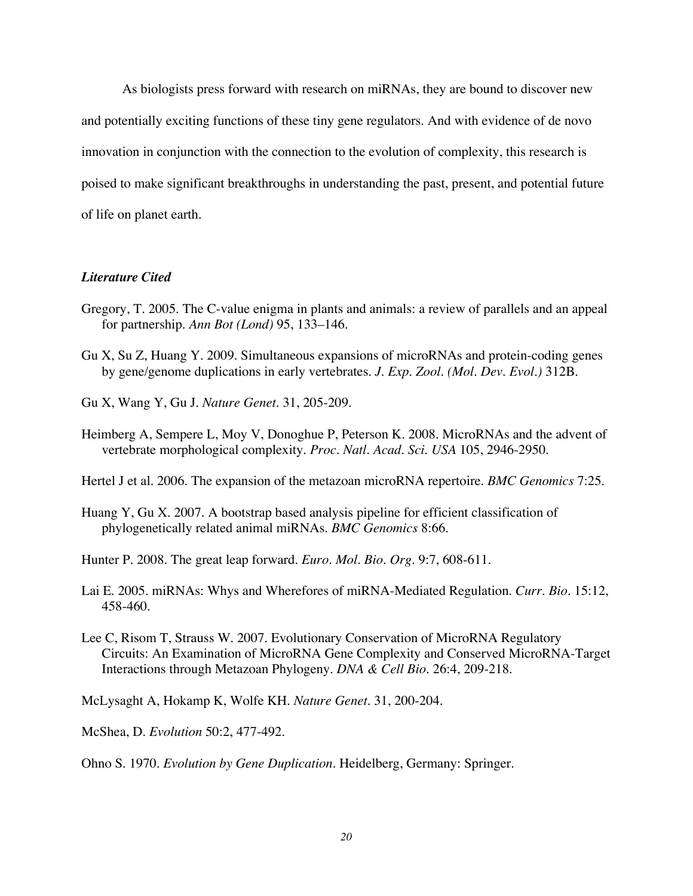As biologists press forward with research on miRNAs, they are bound to discover new and potentially exciting functions of these tiny gene regulators. And with evidence of de novo innovation in conjunction with the connection to the evolution of complexity, this research is poised to make significant breakthroughs in understanding the past, present, and potential future of life on planet earth.

### *Literature Cited*

Gregory, T. 2005. The C-value enigma in plants and animals: a review of parallels and an appeal for partnership. *Ann Bot (Lond)* 95, 133–146.

Gu X, Su Z, Huang Y. 2009. Simultaneous expansions of microRNAs and protein-coding genes by gene/genome duplications in early vertebrates. *J. Exp. Zool. (Mol. Dev. Evol.)* 312B.

Gu X, Wang Y, Gu J. *Nature Genet.* 31, 205-209.

Heimberg A, Sempere L, Moy V, Donoghue P, Peterson K. 2008. MicroRNAs and the advent of vertebrate morphological complexity. *Proc. Natl. Acad. Sci. USA* 105, 2946-2950.

Hertel J et al. 2006. The expansion of the metazoan microRNA repertoire. *BMC Genomics* 7:25.

Huang Y, Gu X. 2007. A bootstrap based analysis pipeline for efficient classification of phylogenetically related animal miRNAs. *BMC Genomics* 8:66.

Hunter P. 2008. The great leap forward. *Euro. Mol. Bio. Org.* 9:7, 608-611.

Lai E. 2005. miRNAs: Whys and Wherefores of miRNA-Mediated Regulation. *Curr. Bio.* 15:12, 458-460.

Lee C, Risom T, Strauss W. 2007. Evolutionary Conservation of MicroRNA Regulatory Circuits: An Examination of MicroRNA Gene Complexity and Conserved MicroRNA-Target Interactions through Metazoan Phylogeny. *DNA & Cell Bio.* 26:4, 209-218.

McLysaght A, Hokamp K, Wolfe KH. *Nature Genet.* 31, 200-204.

McShea, D. *Evolution* 50:2, 477-492.

Ohno S. 1970. *Evolution by Gene Duplication*. Heidelberg, Germany: Springer.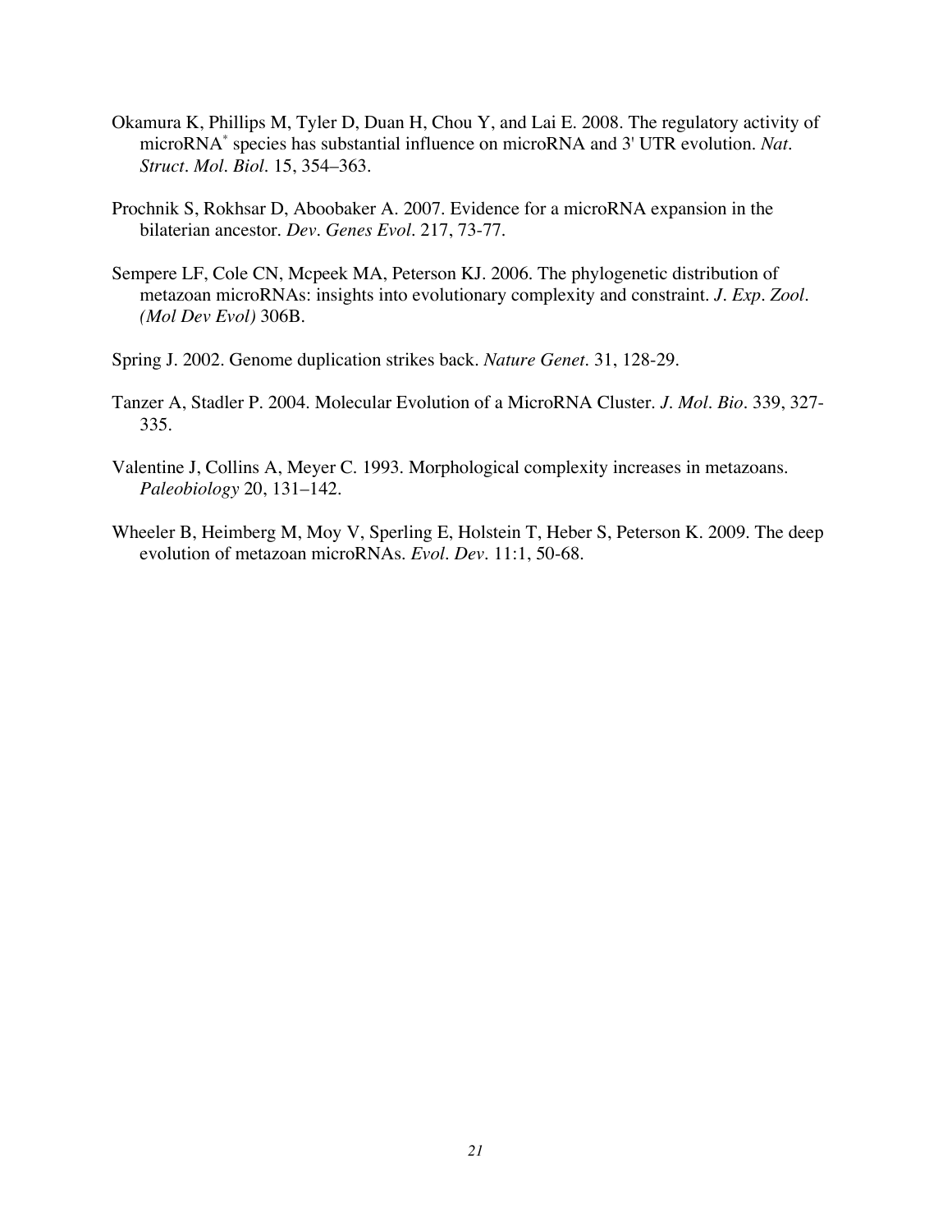Okamura K, Phillips M, Tyler D, Duan H, Chou Y, and Lai E. 2008. The regulatory activity of microRNA* species has substantial influence on microRNA and 3' UTR evolution. *Nat. Struct. Mol. Biol.* 15, 354–363.

Prochnik S, Rokhsar D, Aboobaker A. 2007. Evidence for a microRNA expansion in the bilaterian ancestor. *Dev. Genes Evol.* 217, 73-77.

Sempere LF, Cole CN, Mcpeek MA, Peterson KJ. 2006. The phylogenetic distribution of metazoan microRNAs: insights into evolutionary complexity and constraint. *J. Exp. Zool. (Mol Dev Evol)* 306B.

Spring J. 2002. Genome duplication strikes back. *Nature Genet.* 31, 128-29.

Tanzer A, Stadler P. 2004. Molecular Evolution of a MicroRNA Cluster. *J. Mol. Bio.* 339, 327-335.

Valentine J, Collins A, Meyer C. 1993. Morphological complexity increases in metazoans. *Paleobiology* 20, 131–142.

Wheeler B, Heimberg M, Moy V, Sperling E, Holstein T, Heber S, Peterson K. 2009. The deep evolution of metazoan microRNAs. *Evol. Dev.* 11:1, 50-68.